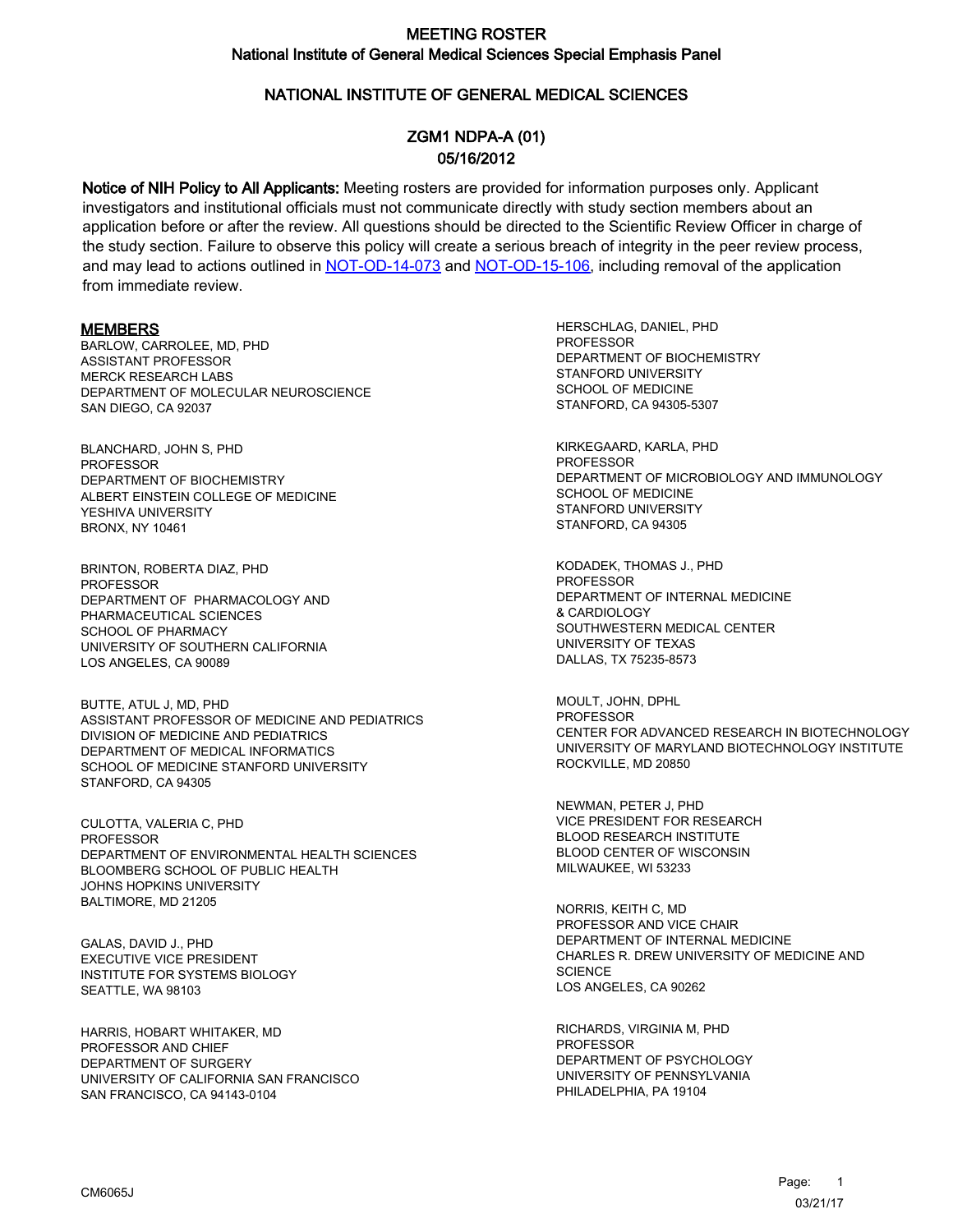# MEETING ROSTER
## National Institute of General Medical Sciences Special Emphasis Panel

## NATIONAL INSTITUTE OF GENERAL MEDICAL SCIENCES

## ZGM1 NDPA-A (01)
## 05/16/2012

**Notice of NIH Policy to All Applicants:** Meeting rosters are provided for information purposes only. Applicant investigators and institutional officials must not communicate directly with study section members about an application before or after the review. All questions should be directed to the Scientific Review Officer in charge of the study section. Failure to observe this policy will create a serious breach of integrity in the peer review process, and may lead to actions outlined in NOT-OD-14-073 and NOT-OD-15-106, including removal of the application from immediate review.

### MEMBERS

BARLOW, CARROLEE, MD, PHD
ASSISTANT PROFESSOR
MERCK RESEARCH LABS
DEPARTMENT OF MOLECULAR NEUROSCIENCE
SAN DIEGO, CA 92037

BLANCHARD, JOHN S, PHD
PROFESSOR
DEPARTMENT OF BIOCHEMISTRY
ALBERT EINSTEIN COLLEGE OF MEDICINE
YESHIVA UNIVERSITY
BRONX, NY 10461

BRINTON, ROBERTA DIAZ, PHD
PROFESSOR
DEPARTMENT OF PHARMACOLOGY AND PHARMACEUTICAL SCIENCES
SCHOOL OF PHARMACY
UNIVERSITY OF SOUTHERN CALIFORNIA
LOS ANGELES, CA 90089

BUTTE, ATUL J, MD, PHD
ASSISTANT PROFESSOR OF MEDICINE AND PEDIATRICS
DIVISION OF MEDICINE AND PEDIATRICS
DEPARTMENT OF MEDICAL INFORMATICS
SCHOOL OF MEDICINE STANFORD UNIVERSITY
STANFORD, CA 94305

CULOTTA, VALERIA C, PHD
PROFESSOR
DEPARTMENT OF ENVIRONMENTAL HEALTH SCIENCES
BLOOMBERG SCHOOL OF PUBLIC HEALTH
JOHNS HOPKINS UNIVERSITY
BALTIMORE, MD 21205

GALAS, DAVID J., PHD
EXECUTIVE VICE PRESIDENT
INSTITUTE FOR SYSTEMS BIOLOGY
SEATTLE, WA 98103

HARRIS, HOBART WHITAKER, MD
PROFESSOR AND CHIEF
DEPARTMENT OF SURGERY
UNIVERSITY OF CALIFORNIA SAN FRANCISCO
SAN FRANCISCO, CA 94143-0104

HERSCHLAG, DANIEL, PHD
PROFESSOR
DEPARTMENT OF BIOCHEMISTRY
STANFORD UNIVERSITY
SCHOOL OF MEDICINE
STANFORD, CA 94305-5307

KIRKEGAARD, KARLA, PHD
PROFESSOR
DEPARTMENT OF MICROBIOLOGY AND IMMUNOLOGY
SCHOOL OF MEDICINE
STANFORD UNIVERSITY
STANFORD, CA 94305

KODADEK, THOMAS J., PHD
PROFESSOR
DEPARTMENT OF INTERNAL MEDICINE & CARDIOLOGY
SOUTHWESTERN MEDICAL CENTER
UNIVERSITY OF TEXAS
DALLAS, TX 75235-8573

MOULT, JOHN, DPHL
PROFESSOR
CENTER FOR ADVANCED RESEARCH IN BIOTECHNOLOGY
UNIVERSITY OF MARYLAND BIOTECHNOLOGY INSTITUTE
ROCKVILLE, MD 20850

NEWMAN, PETER J, PHD
VICE PRESIDENT FOR RESEARCH
BLOOD RESEARCH INSTITUTE
BLOOD CENTER OF WISCONSIN
MILWAUKEE, WI 53233

NORRIS, KEITH C, MD
PROFESSOR AND VICE CHAIR
DEPARTMENT OF INTERNAL MEDICINE
CHARLES R. DREW UNIVERSITY OF MEDICINE AND SCIENCE
LOS ANGELES, CA 90262

RICHARDS, VIRGINIA M, PHD
PROFESSOR
DEPARTMENT OF PSYCHOLOGY
UNIVERSITY OF PENNSYLVANIA
PHILADELPHIA, PA 19104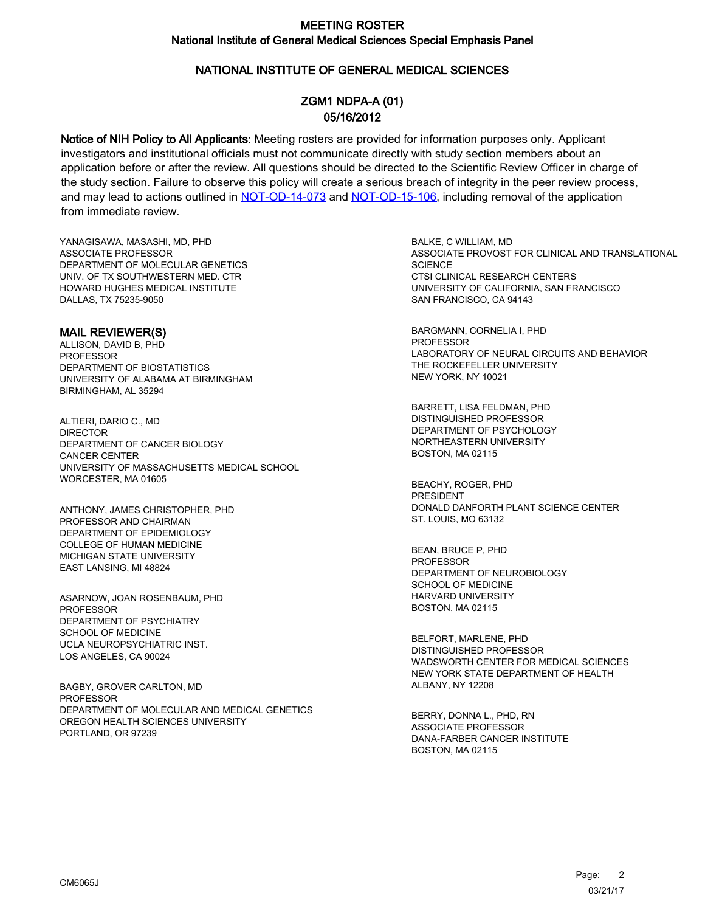# MEETING ROSTER
## National Institute of General Medical Sciences Special Emphasis Panel

## NATIONAL INSTITUTE OF GENERAL MEDICAL SCIENCES

### ZGM1 NDPA-A (01)
### 05/16/2012

**Notice of NIH Policy to All Applicants:** Meeting rosters are provided for information purposes only. Applicant investigators and institutional officials must not communicate directly with study section members about an application before or after the review. All questions should be directed to the Scientific Review Officer in charge of the study section. Failure to observe this policy will create a serious breach of integrity in the peer review process, and may lead to actions outlined in NOT-OD-14-073 and NOT-OD-15-106, including removal of the application from immediate review.

YANAGISAWA, MASASHI, MD, PHD
ASSOCIATE PROFESSOR
DEPARTMENT OF MOLECULAR GENETICS
UNIV. OF TX SOUTHWESTERN MED. CTR
HOWARD HUGHES MEDICAL INSTITUTE
DALLAS, TX 75235-9050

### MAIL REVIEWER(S)

ALLISON, DAVID B, PHD
PROFESSOR
DEPARTMENT OF BIOSTATISTICS
UNIVERSITY OF ALABAMA AT BIRMINGHAM
BIRMINGHAM, AL 35294

ALTIERI, DARIO C., MD
DIRECTOR
DEPARTMENT OF CANCER BIOLOGY
CANCER CENTER
UNIVERSITY OF MASSACHUSETTS MEDICAL SCHOOL
WORCESTER, MA 01605

ANTHONY, JAMES CHRISTOPHER, PHD
PROFESSOR AND CHAIRMAN
DEPARTMENT OF EPIDEMIOLOGY
COLLEGE OF HUMAN MEDICINE
MICHIGAN STATE UNIVERSITY
EAST LANSING, MI 48824

ASARNOW, JOAN ROSENBAUM, PHD
PROFESSOR
DEPARTMENT OF PSYCHIATRY
SCHOOL OF MEDICINE
UCLA NEUROPSYCHIATRIC INST.
LOS ANGELES, CA 90024

BAGBY, GROVER CARLTON, MD
PROFESSOR
DEPARTMENT OF MOLECULAR AND MEDICAL GENETICS
OREGON HEALTH SCIENCES UNIVERSITY
PORTLAND, OR 97239

BALKE, C WILLIAM, MD
ASSOCIATE PROVOST FOR CLINICAL AND TRANSLATIONAL SCIENCE
CTSI CLINICAL RESEARCH CENTERS
UNIVERSITY OF CALIFORNIA, SAN FRANCISCO
SAN FRANCISCO, CA 94143

BARGMANN, CORNELIA I, PHD
PROFESSOR
LABORATORY OF NEURAL CIRCUITS AND BEHAVIOR
THE ROCKEFELLER UNIVERSITY
NEW YORK, NY 10021

BARRETT, LISA FELDMAN, PHD
DISTINGUISHED PROFESSOR
DEPARTMENT OF PSYCHOLOGY
NORTHEASTERN UNIVERSITY
BOSTON, MA 02115

BEACHY, ROGER, PHD
PRESIDENT
DONALD DANFORTH PLANT SCIENCE CENTER
ST. LOUIS, MO 63132

BEAN, BRUCE P, PHD
PROFESSOR
DEPARTMENT OF NEUROBIOLOGY
SCHOOL OF MEDICINE
HARVARD UNIVERSITY
BOSTON, MA 02115

BELFORT, MARLENE, PHD
DISTINGUISHED PROFESSOR
WADSWORTH CENTER FOR MEDICAL SCIENCES
NEW YORK STATE DEPARTMENT OF HEALTH
ALBANY, NY 12208

BERRY, DONNA L., PHD, RN
ASSOCIATE PROFESSOR
DANA-FARBER CANCER INSTITUTE
BOSTON, MA 02115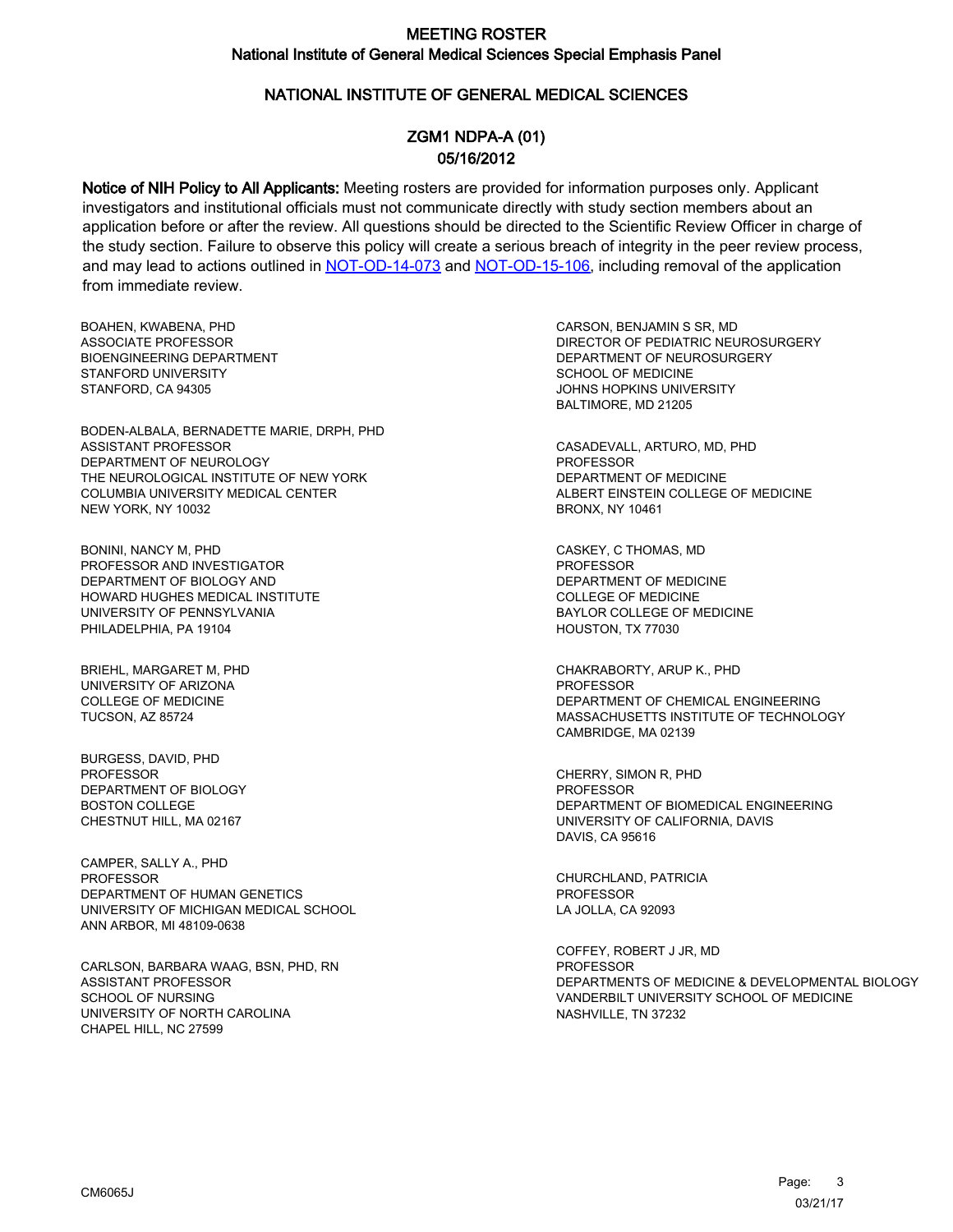# MEETING ROSTER
## National Institute of General Medical Sciences Special Emphasis Panel

## NATIONAL INSTITUTE OF GENERAL MEDICAL SCIENCES

### ZGM1 NDPA-A (01)
### 05/16/2012

**Notice of NIH Policy to All Applicants:** Meeting rosters are provided for information purposes only. Applicant investigators and institutional officials must not communicate directly with study section members about an application before or after the review. All questions should be directed to the Scientific Review Officer in charge of the study section. Failure to observe this policy will create a serious breach of integrity in the peer review process, and may lead to actions outlined in NOT-OD-14-073 and NOT-OD-15-106, including removal of the application from immediate review.

BOAHEN, KWABENA, PHD
ASSOCIATE PROFESSOR
BIOENGINEERING DEPARTMENT
STANFORD UNIVERSITY
STANFORD, CA 94305

BODEN-ALBALA, BERNADETTE MARIE, DRPH, PHD
ASSISTANT PROFESSOR
DEPARTMENT OF NEUROLOGY
THE NEUROLOGICAL INSTITUTE OF NEW YORK
COLUMBIA UNIVERSITY MEDICAL CENTER
NEW YORK, NY 10032

BONINI, NANCY M, PHD
PROFESSOR AND INVESTIGATOR
DEPARTMENT OF BIOLOGY AND
HOWARD HUGHES MEDICAL INSTITUTE
UNIVERSITY OF PENNSYLVANIA
PHILADELPHIA, PA 19104

BRIEHL, MARGARET M, PHD
UNIVERSITY OF ARIZONA
COLLEGE OF MEDICINE
TUCSON, AZ 85724

BURGESS, DAVID, PHD
PROFESSOR
DEPARTMENT OF BIOLOGY
BOSTON COLLEGE
CHESTNUT HILL, MA 02167

CAMPER, SALLY A., PHD
PROFESSOR
DEPARTMENT OF HUMAN GENETICS
UNIVERSITY OF MICHIGAN MEDICAL SCHOOL
ANN ARBOR, MI 48109-0638

CARLSON, BARBARA WAAG, BSN, PHD, RN
ASSISTANT PROFESSOR
SCHOOL OF NURSING
UNIVERSITY OF NORTH CAROLINA
CHAPEL HILL, NC 27599

CARSON, BENJAMIN S SR, MD
DIRECTOR OF PEDIATRIC NEUROSURGERY
DEPARTMENT OF NEUROSURGERY
SCHOOL OF MEDICINE
JOHNS HOPKINS UNIVERSITY
BALTIMORE, MD 21205

CASADEVALL, ARTURO, MD, PHD
PROFESSOR
DEPARTMENT OF MEDICINE
ALBERT EINSTEIN COLLEGE OF MEDICINE
BRONX, NY 10461

CASKEY, C THOMAS, MD
PROFESSOR
DEPARTMENT OF MEDICINE
COLLEGE OF MEDICINE
BAYLOR COLLEGE OF MEDICINE
HOUSTON, TX 77030

CHAKRABORTY, ARUP K., PHD
PROFESSOR
DEPARTMENT OF CHEMICAL ENGINEERING
MASSACHUSETTS INSTITUTE OF TECHNOLOGY
CAMBRIDGE, MA 02139

CHERRY, SIMON R, PHD
PROFESSOR
DEPARTMENT OF BIOMEDICAL ENGINEERING
UNIVERSITY OF CALIFORNIA, DAVIS
DAVIS, CA 95616

CHURCHLAND, PATRICIA
PROFESSOR
LA JOLLA, CA 92093

COFFEY, ROBERT J JR, MD
PROFESSOR
DEPARTMENTS OF MEDICINE & DEVELOPMENTAL BIOLOGY
VANDERBILT UNIVERSITY SCHOOL OF MEDICINE
NASHVILLE, TN 37232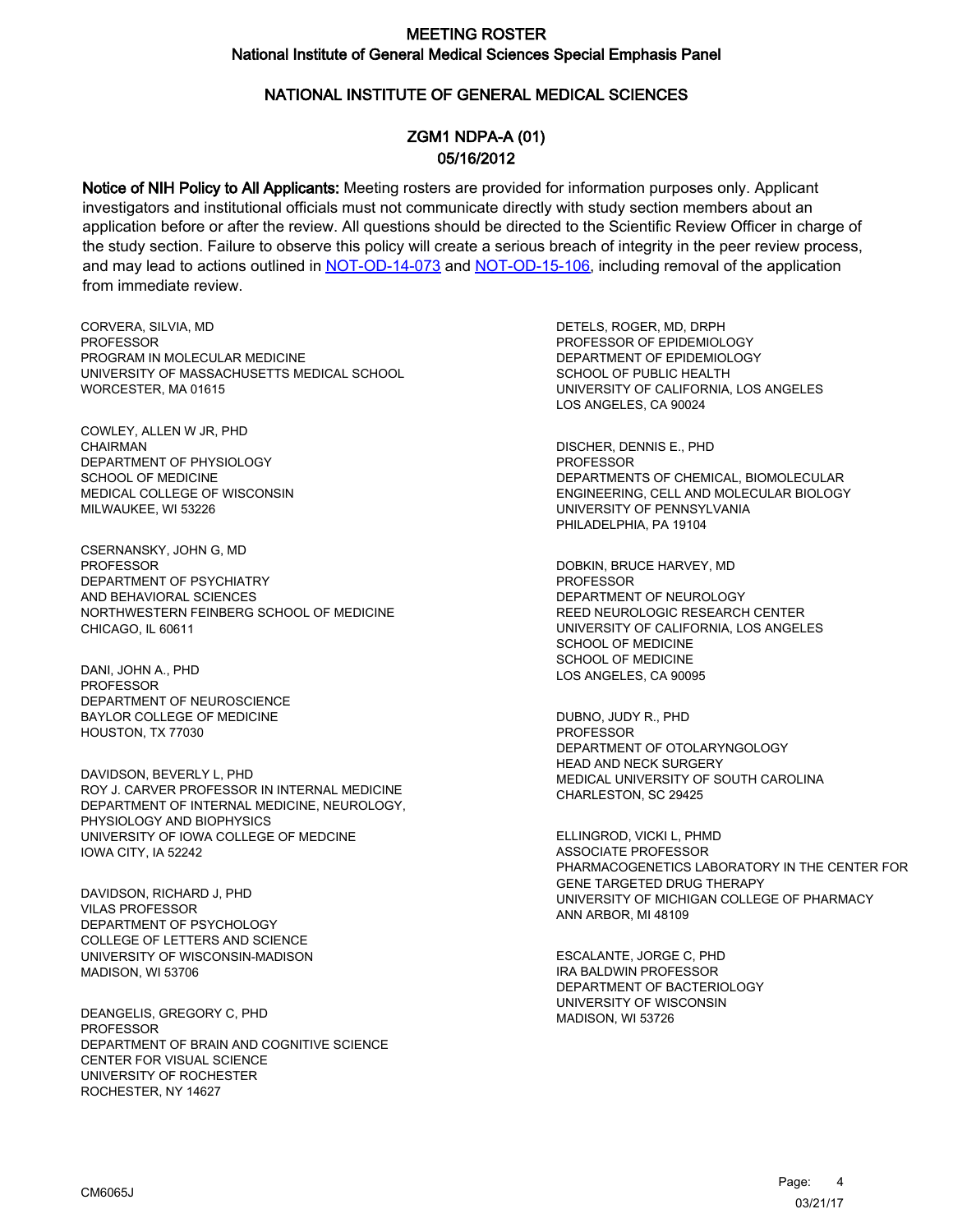# MEETING ROSTER
## National Institute of General Medical Sciences Special Emphasis Panel

### NATIONAL INSTITUTE OF GENERAL MEDICAL SCIENCES

### ZGM1 NDPA-A (01)
### 05/16/2012

**Notice of NIH Policy to All Applicants:** Meeting rosters are provided for information purposes only. Applicant investigators and institutional officials must not communicate directly with study section members about an application before or after the review. All questions should be directed to the Scientific Review Officer in charge of the study section. Failure to observe this policy will create a serious breach of integrity in the peer review process, and may lead to actions outlined in NOT-OD-14-073 and NOT-OD-15-106, including removal of the application from immediate review.

CORVERA, SILVIA, MD
PROFESSOR
PROGRAM IN MOLECULAR MEDICINE
UNIVERSITY OF MASSACHUSETTS MEDICAL SCHOOL
WORCESTER, MA 01615

COWLEY, ALLEN W JR, PHD
CHAIRMAN
DEPARTMENT OF PHYSIOLOGY
SCHOOL OF MEDICINE
MEDICAL COLLEGE OF WISCONSIN
MILWAUKEE, WI 53226

CSERNANSKY, JOHN G, MD
PROFESSOR
DEPARTMENT OF PSYCHIATRY
AND BEHAVIORAL SCIENCES
NORTHWESTERN FEINBERG SCHOOL OF MEDICINE
CHICAGO, IL 60611

DANI, JOHN A., PHD
PROFESSOR
DEPARTMENT OF NEUROSCIENCE
BAYLOR COLLEGE OF MEDICINE
HOUSTON, TX 77030

DAVIDSON, BEVERLY L, PHD
ROY J. CARVER PROFESSOR IN INTERNAL MEDICINE
DEPARTMENT OF INTERNAL MEDICINE, NEUROLOGY,
PHYSIOLOGY AND BIOPHYSICS
UNIVERSITY OF IOWA COLLEGE OF MEDCINE
IOWA CITY, IA 52242

DAVIDSON, RICHARD J, PHD
VILAS PROFESSOR
DEPARTMENT OF PSYCHOLOGY
COLLEGE OF LETTERS AND SCIENCE
UNIVERSITY OF WISCONSIN-MADISON
MADISON, WI 53706

DEANGELIS, GREGORY C, PHD
PROFESSOR
DEPARTMENT OF BRAIN AND COGNITIVE SCIENCE
CENTER FOR VISUAL SCIENCE
UNIVERSITY OF ROCHESTER
ROCHESTER, NY 14627

DETELS, ROGER, MD, DRPH
PROFESSOR OF EPIDEMIOLOGY
DEPARTMENT OF EPIDEMIOLOGY
SCHOOL OF PUBLIC HEALTH
UNIVERSITY OF CALIFORNIA, LOS ANGELES
LOS ANGELES, CA 90024

DISCHER, DENNIS E., PHD
PROFESSOR
DEPARTMENTS OF CHEMICAL, BIOMOLECULAR
ENGINEERING, CELL AND MOLECULAR BIOLOGY
UNIVERSITY OF PENNSYLVANIA
PHILADELPHIA, PA 19104

DOBKIN, BRUCE HARVEY, MD
PROFESSOR
DEPARTMENT OF NEUROLOGY
REED NEUROLOGIC RESEARCH CENTER
UNIVERSITY OF CALIFORNIA, LOS ANGELES
SCHOOL OF MEDICINE
SCHOOL OF MEDICINE
LOS ANGELES, CA 90095

DUBNO, JUDY R., PHD
PROFESSOR
DEPARTMENT OF OTOLARYNGOLOGY
HEAD AND NECK SURGERY
MEDICAL UNIVERSITY OF SOUTH CAROLINA
CHARLESTON, SC 29425

ELLINGROD, VICKI L, PHMD
ASSOCIATE PROFESSOR
PHARMACOGENETICS LABORATORY IN THE CENTER FOR
GENE TARGETED DRUG THERAPY
UNIVERSITY OF MICHIGAN COLLEGE OF PHARMACY
ANN ARBOR, MI 48109

ESCALANTE, JORGE C, PHD
IRA BALDWIN PROFESSOR
DEPARTMENT OF BACTERIOLOGY
UNIVERSITY OF WISCONSIN
MADISON, WI 53726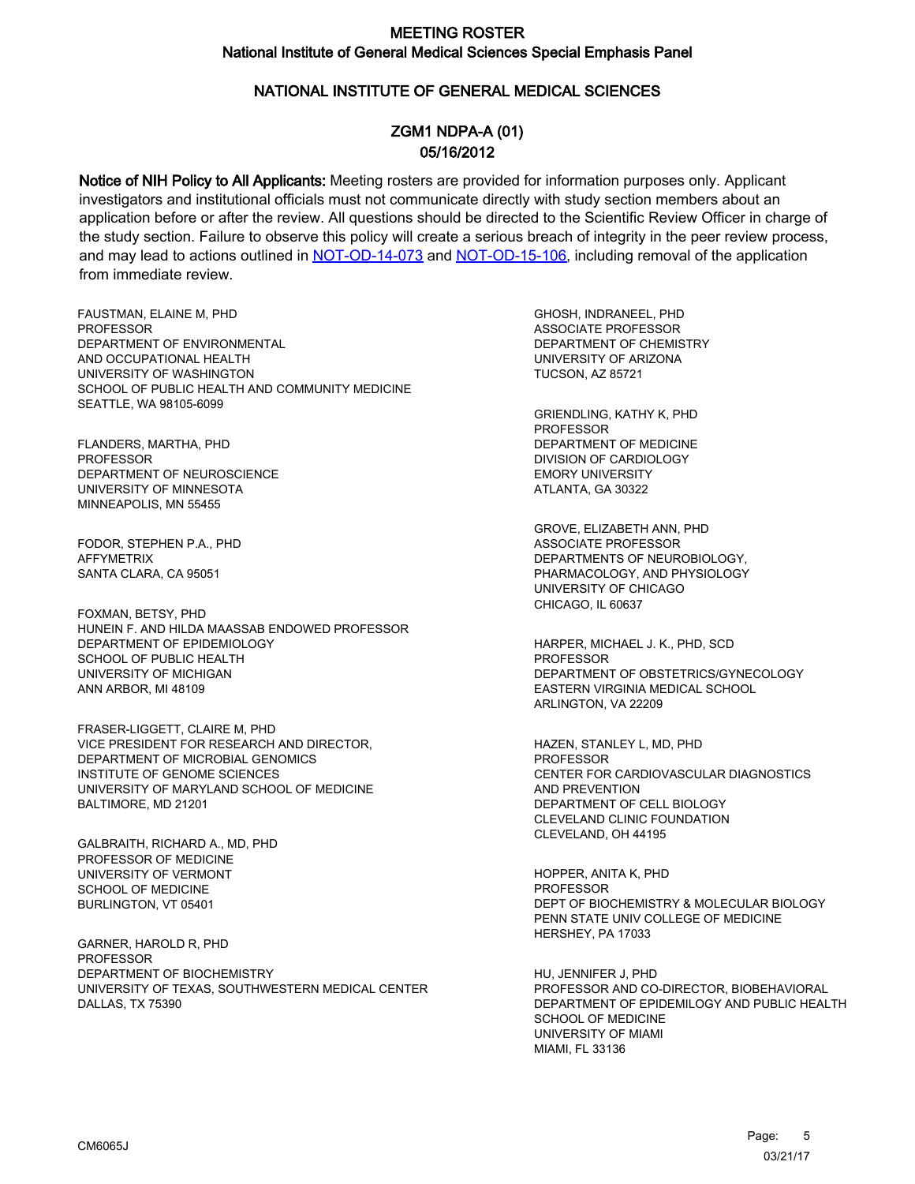# MEETING ROSTER

## National Institute of General Medical Sciences Special Emphasis Panel

## NATIONAL INSTITUTE OF GENERAL MEDICAL SCIENCES

### ZGM1 NDPA-A (01)
### 05/16/2012

**Notice of NIH Policy to All Applicants:** Meeting rosters are provided for information purposes only. Applicant investigators and institutional officials must not communicate directly with study section members about an application before or after the review. All questions should be directed to the Scientific Review Officer in charge of the study section. Failure to observe this policy will create a serious breach of integrity in the peer review process, and may lead to actions outlined in NOT-OD-14-073 and NOT-OD-15-106, including removal of the application from immediate review.

FAUSTMAN, ELAINE M, PHD
PROFESSOR
DEPARTMENT OF ENVIRONMENTAL AND OCCUPATIONAL HEALTH
UNIVERSITY OF WASHINGTON
SCHOOL OF PUBLIC HEALTH AND COMMUNITY MEDICINE
SEATTLE, WA 98105-6099

FLANDERS, MARTHA, PHD
PROFESSOR
DEPARTMENT OF NEUROSCIENCE
UNIVERSITY OF MINNESOTA
MINNEAPOLIS, MN 55455

FODOR, STEPHEN P.A., PHD
AFFYMETRIX
SANTA CLARA, CA 95051

FOXMAN, BETSY, PHD
HUNEIN F. AND HILDA MAASSAB ENDOWED PROFESSOR
DEPARTMENT OF EPIDEMIOLOGY
SCHOOL OF PUBLIC HEALTH
UNIVERSITY OF MICHIGAN
ANN ARBOR, MI 48109

FRASER-LIGGETT, CLAIRE M, PHD
VICE PRESIDENT FOR RESEARCH AND DIRECTOR,
DEPARTMENT OF MICROBIAL GENOMICS
INSTITUTE OF GENOME SCIENCES
UNIVERSITY OF MARYLAND SCHOOL OF MEDICINE
BALTIMORE, MD 21201

GALBRAITH, RICHARD A., MD, PHD
PROFESSOR OF MEDICINE
UNIVERSITY OF VERMONT
SCHOOL OF MEDICINE
BURLINGTON, VT 05401

GARNER, HAROLD R, PHD
PROFESSOR
DEPARTMENT OF BIOCHEMISTRY
UNIVERSITY OF TEXAS, SOUTHWESTERN MEDICAL CENTER
DALLAS, TX 75390

GHOSH, INDRANEEL, PHD
ASSOCIATE PROFESSOR
DEPARTMENT OF CHEMISTRY
UNIVERSITY OF ARIZONA
TUCSON, AZ 85721

GRIENDLING, KATHY K, PHD
PROFESSOR
DEPARTMENT OF MEDICINE
DIVISION OF CARDIOLOGY
EMORY UNIVERSITY
ATLANTA, GA 30322

GROVE, ELIZABETH ANN, PHD
ASSOCIATE PROFESSOR
DEPARTMENTS OF NEUROBIOLOGY, PHARMACOLOGY, AND PHYSIOLOGY
UNIVERSITY OF CHICAGO
CHICAGO, IL 60637

HARPER, MICHAEL J. K., PHD, SCD
PROFESSOR
DEPARTMENT OF OBSTETRICS/GYNECOLOGY
EASTERN VIRGINIA MEDICAL SCHOOL
ARLINGTON, VA 22209

HAZEN, STANLEY L, MD, PHD
PROFESSOR
CENTER FOR CARDIOVASCULAR DIAGNOSTICS AND PREVENTION
DEPARTMENT OF CELL BIOLOGY
CLEVELAND CLINIC FOUNDATION
CLEVELAND, OH 44195

HOPPER, ANITA K, PHD
PROFESSOR
DEPT OF BIOCHEMISTRY & MOLECULAR BIOLOGY
PENN STATE UNIV COLLEGE OF MEDICINE
HERSHEY, PA 17033

HU, JENNIFER J, PHD
PROFESSOR AND CO-DIRECTOR, BIOBEHAVIORAL
DEPARTMENT OF EPIDEMILOGY AND PUBLIC HEALTH
SCHOOL OF MEDICINE
UNIVERSITY OF MIAMI
MIAMI, FL 33136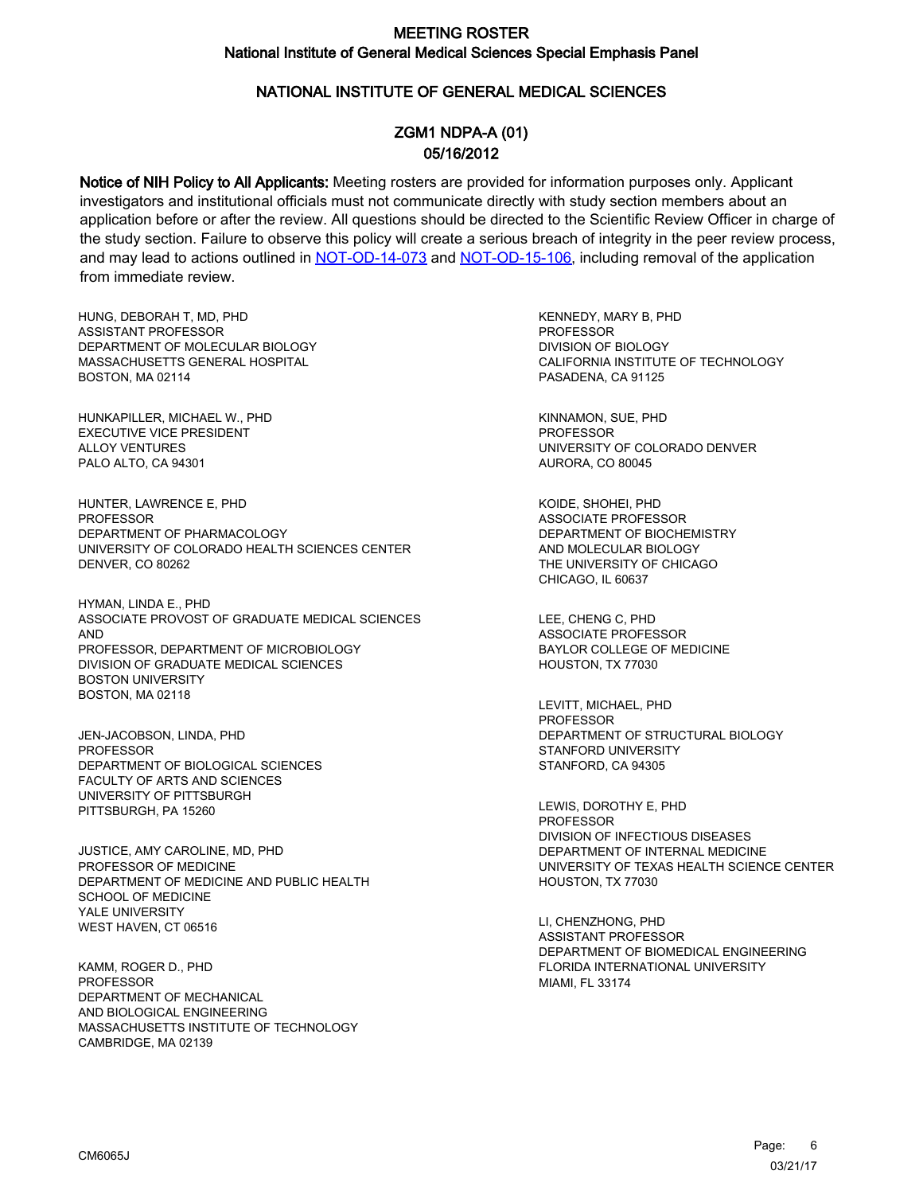# MEETING ROSTER
## National Institute of General Medical Sciences Special Emphasis Panel

## NATIONAL INSTITUTE OF GENERAL MEDICAL SCIENCES

## ZGM1 NDPA-A (01)
## 05/16/2012

**Notice of NIH Policy to All Applicants:** Meeting rosters are provided for information purposes only. Applicant investigators and institutional officials must not communicate directly with study section members about an application before or after the review. All questions should be directed to the Scientific Review Officer in charge of the study section. Failure to observe this policy will create a serious breach of integrity in the peer review process, and may lead to actions outlined in NOT-OD-14-073 and NOT-OD-15-106, including removal of the application from immediate review.

HUNG, DEBORAH T, MD, PHD
ASSISTANT PROFESSOR
DEPARTMENT OF MOLECULAR BIOLOGY
MASSACHUSETTS GENERAL HOSPITAL
BOSTON, MA 02114

HUNKAPILLER, MICHAEL W., PHD
EXECUTIVE VICE PRESIDENT
ALLOY VENTURES
PALO ALTO, CA 94301

HUNTER, LAWRENCE E, PHD
PROFESSOR
DEPARTMENT OF PHARMACOLOGY
UNIVERSITY OF COLORADO HEALTH SCIENCES CENTER
DENVER, CO 80262

HYMAN, LINDA E., PHD
ASSOCIATE PROVOST OF GRADUATE MEDICAL SCIENCES
AND
PROFESSOR, DEPARTMENT OF MICROBIOLOGY
DIVISION OF GRADUATE MEDICAL SCIENCES
BOSTON UNIVERSITY
BOSTON, MA 02118

JEN-JACOBSON, LINDA, PHD
PROFESSOR
DEPARTMENT OF BIOLOGICAL SCIENCES
FACULTY OF ARTS AND SCIENCES
UNIVERSITY OF PITTSBURGH
PITTSBURGH, PA 15260

JUSTICE, AMY CAROLINE, MD, PHD
PROFESSOR OF MEDICINE
DEPARTMENT OF MEDICINE AND PUBLIC HEALTH
SCHOOL OF MEDICINE
YALE UNIVERSITY
WEST HAVEN, CT 06516

KAMM, ROGER D., PHD
PROFESSOR
DEPARTMENT OF MECHANICAL
AND BIOLOGICAL ENGINEERING
MASSACHUSETTS INSTITUTE OF TECHNOLOGY
CAMBRIDGE, MA 02139

KENNEDY, MARY B, PHD
PROFESSOR
DIVISION OF BIOLOGY
CALIFORNIA INSTITUTE OF TECHNOLOGY
PASADENA, CA 91125

KINNAMON, SUE, PHD
PROFESSOR
UNIVERSITY OF COLORADO DENVER
AURORA, CO 80045

KOIDE, SHOHEI, PHD
ASSOCIATE PROFESSOR
DEPARTMENT OF BIOCHEMISTRY
AND MOLECULAR BIOLOGY
THE UNIVERSITY OF CHICAGO
CHICAGO, IL 60637

LEE, CHENG C, PHD
ASSOCIATE PROFESSOR
BAYLOR COLLEGE OF MEDICINE
HOUSTON, TX 77030

LEVITT, MICHAEL, PHD
PROFESSOR
DEPARTMENT OF STRUCTURAL BIOLOGY
STANFORD UNIVERSITY
STANFORD, CA 94305

LEWIS, DOROTHY E, PHD
PROFESSOR
DIVISION OF INFECTIOUS DISEASES
DEPARTMENT OF INTERNAL MEDICINE
UNIVERSITY OF TEXAS HEALTH SCIENCE CENTER
HOUSTON, TX 77030

LI, CHENZHONG, PHD
ASSISTANT PROFESSOR
DEPARTMENT OF BIOMEDICAL ENGINEERING
FLORIDA INTERNATIONAL UNIVERSITY
MIAMI, FL 33174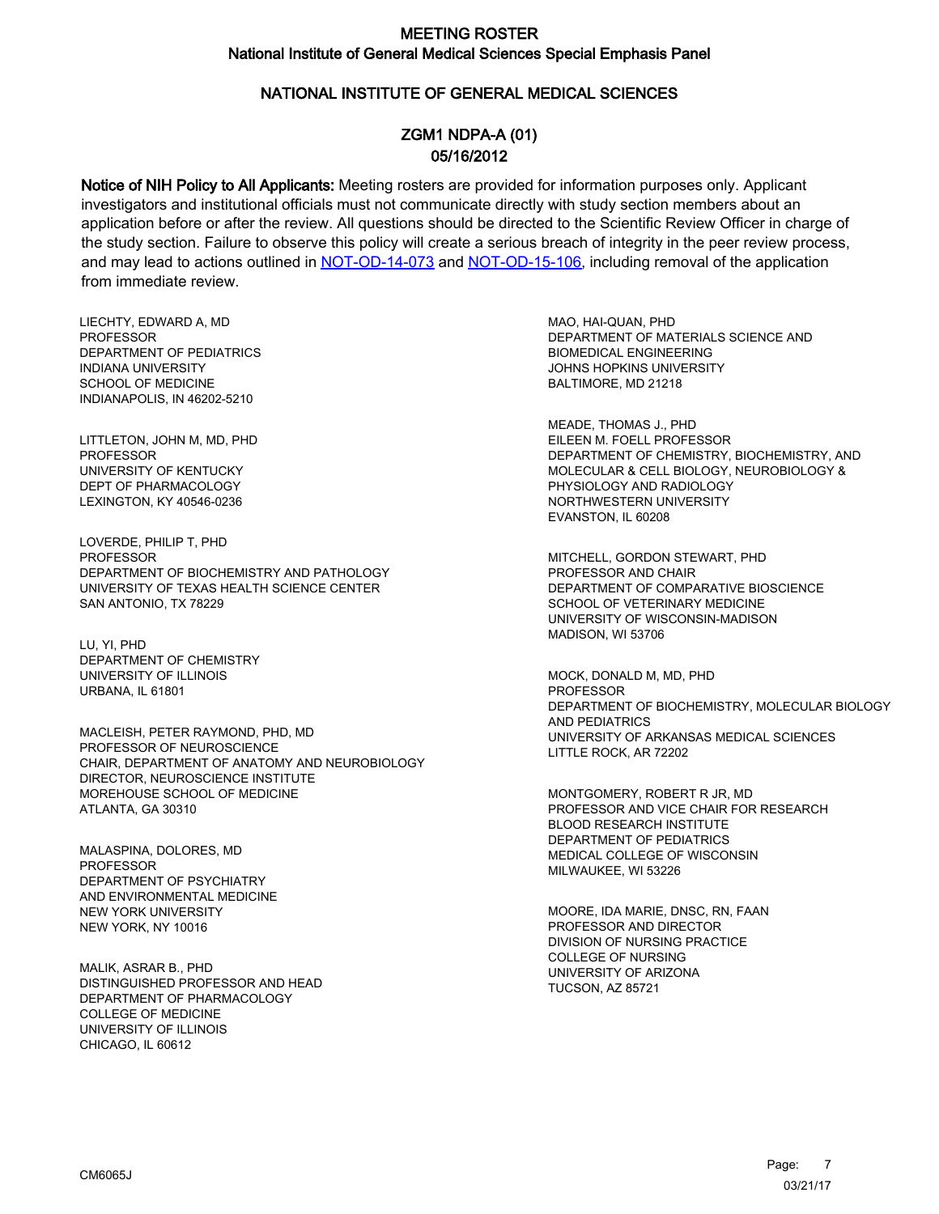# MEETING ROSTER
## National Institute of General Medical Sciences Special Emphasis Panel

## NATIONAL INSTITUTE OF GENERAL MEDICAL SCIENCES

## ZGM1 NDPA-A (01)
## 05/16/2012

**Notice of NIH Policy to All Applicants:** Meeting rosters are provided for information purposes only. Applicant investigators and institutional officials must not communicate directly with study section members about an application before or after the review. All questions should be directed to the Scientific Review Officer in charge of the study section. Failure to observe this policy will create a serious breach of integrity in the peer review process, and may lead to actions outlined in NOT-OD-14-073 and NOT-OD-15-106, including removal of the application from immediate review.

LIECHTY, EDWARD A, MD
PROFESSOR
DEPARTMENT OF PEDIATRICS
INDIANA UNIVERSITY
SCHOOL OF MEDICINE
INDIANAPOLIS, IN 46202-5210

LITTLETON, JOHN M, MD, PHD
PROFESSOR
UNIVERSITY OF KENTUCKY
DEPT OF PHARMACOLOGY
LEXINGTON, KY 40546-0236

LOVERDE, PHILIP T, PHD
PROFESSOR
DEPARTMENT OF BIOCHEMISTRY AND PATHOLOGY
UNIVERSITY OF TEXAS HEALTH SCIENCE CENTER
SAN ANTONIO, TX 78229

LU, YI, PHD
DEPARTMENT OF CHEMISTRY
UNIVERSITY OF ILLINOIS
URBANA, IL 61801

MACLEISH, PETER RAYMOND, PHD, MD
PROFESSOR OF NEUROSCIENCE
CHAIR, DEPARTMENT OF ANATOMY AND NEUROBIOLOGY
DIRECTOR, NEUROSCIENCE INSTITUTE
MOREHOUSE SCHOOL OF MEDICINE
ATLANTA, GA 30310

MALASPINA, DOLORES, MD
PROFESSOR
DEPARTMENT OF PSYCHIATRY
AND ENVIRONMENTAL MEDICINE
NEW YORK UNIVERSITY
NEW YORK, NY 10016

MALIK, ASRAR B., PHD
DISTINGUISHED PROFESSOR AND HEAD
DEPARTMENT OF PHARMACOLOGY
COLLEGE OF MEDICINE
UNIVERSITY OF ILLINOIS
CHICAGO, IL 60612

MAO, HAI-QUAN, PHD
DEPARTMENT OF MATERIALS SCIENCE AND
BIOMEDICAL ENGINEERING
JOHNS HOPKINS UNIVERSITY
BALTIMORE, MD 21218

MEADE, THOMAS J., PHD
EILEEN M. FOELL PROFESSOR
DEPARTMENT OF CHEMISTRY, BIOCHEMISTRY, AND
MOLECULAR & CELL BIOLOGY, NEUROBIOLOGY &
PHYSIOLOGY AND RADIOLOGY
NORTHWESTERN UNIVERSITY
EVANSTON, IL 60208

MITCHELL, GORDON STEWART, PHD
PROFESSOR AND CHAIR
DEPARTMENT OF COMPARATIVE BIOSCIENCE
SCHOOL OF VETERINARY MEDICINE
UNIVERSITY OF WISCONSIN-MADISON
MADISON, WI 53706

MOCK, DONALD M, MD, PHD
PROFESSOR
DEPARTMENT OF BIOCHEMISTRY, MOLECULAR BIOLOGY
AND PEDIATRICS
UNIVERSITY OF ARKANSAS MEDICAL SCIENCES
LITTLE ROCK, AR 72202

MONTGOMERY, ROBERT R JR, MD
PROFESSOR AND VICE CHAIR FOR RESEARCH
BLOOD RESEARCH INSTITUTE
DEPARTMENT OF PEDIATRICS
MEDICAL COLLEGE OF WISCONSIN
MILWAUKEE, WI 53226

MOORE, IDA MARIE, DNSC, RN, FAAN
PROFESSOR AND DIRECTOR
DIVISION OF NURSING PRACTICE
COLLEGE OF NURSING
UNIVERSITY OF ARIZONA
TUCSON, AZ 85721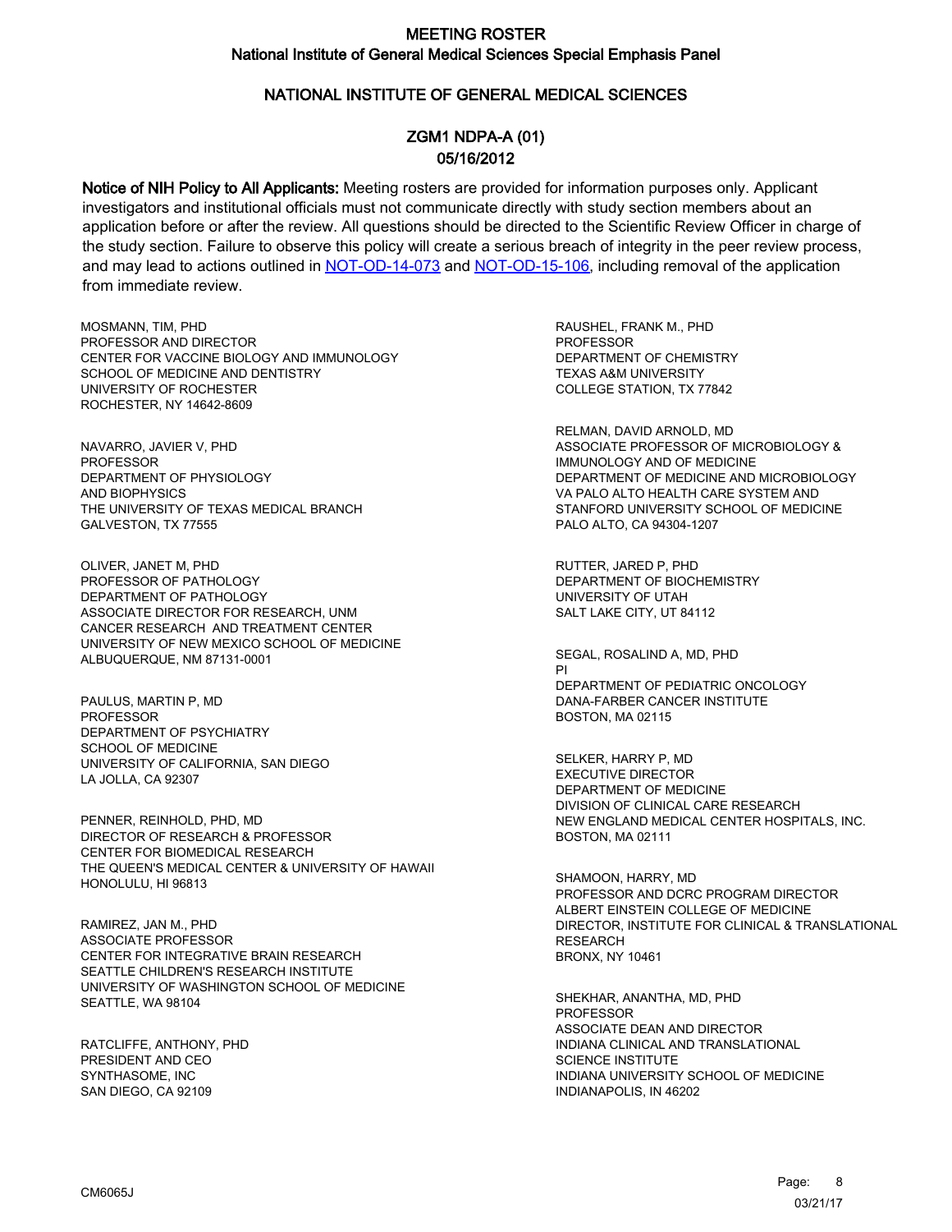# MEETING ROSTER

## National Institute of General Medical Sciences Special Emphasis Panel

## NATIONAL INSTITUTE OF GENERAL MEDICAL SCIENCES

## ZGM1 NDPA-A (01)
## 05/16/2012

**Notice of NIH Policy to All Applicants:** Meeting rosters are provided for information purposes only. Applicant investigators and institutional officials must not communicate directly with study section members about an application before or after the review. All questions should be directed to the Scientific Review Officer in charge of the study section. Failure to observe this policy will create a serious breach of integrity in the peer review process, and may lead to actions outlined in NOT-OD-14-073 and NOT-OD-15-106, including removal of the application from immediate review.

MOSMANN, TIM, PHD
PROFESSOR AND DIRECTOR
CENTER FOR VACCINE BIOLOGY AND IMMUNOLOGY
SCHOOL OF MEDICINE AND DENTISTRY
UNIVERSITY OF ROCHESTER
ROCHESTER, NY 14642-8609

NAVARRO, JAVIER V, PHD
PROFESSOR
DEPARTMENT OF PHYSIOLOGY
AND BIOPHYSICS
THE UNIVERSITY OF TEXAS MEDICAL BRANCH
GALVESTON, TX 77555

OLIVER, JANET M, PHD
PROFESSOR OF PATHOLOGY
DEPARTMENT OF PATHOLOGY
ASSOCIATE DIRECTOR FOR RESEARCH, UNM
CANCER RESEARCH AND TREATMENT CENTER
UNIVERSITY OF NEW MEXICO SCHOOL OF MEDICINE
ALBUQUERQUE, NM 87131-0001

PAULUS, MARTIN P, MD
PROFESSOR
DEPARTMENT OF PSYCHIATRY
SCHOOL OF MEDICINE
UNIVERSITY OF CALIFORNIA, SAN DIEGO
LA JOLLA, CA 92307

PENNER, REINHOLD, PHD, MD
DIRECTOR OF RESEARCH & PROFESSOR
CENTER FOR BIOMEDICAL RESEARCH
THE QUEEN'S MEDICAL CENTER & UNIVERSITY OF HAWAII
HONOLULU, HI 96813

RAMIREZ, JAN M., PHD
ASSOCIATE PROFESSOR
CENTER FOR INTEGRATIVE BRAIN RESEARCH
SEATTLE CHILDREN'S RESEARCH INSTITUTE
UNIVERSITY OF WASHINGTON SCHOOL OF MEDICINE
SEATTLE, WA 98104

RATCLIFFE, ANTHONY, PHD
PRESIDENT AND CEO
SYNTHASOME, INC
SAN DIEGO, CA 92109

RAUSHEL, FRANK M., PHD
PROFESSOR
DEPARTMENT OF CHEMISTRY
TEXAS A&M UNIVERSITY
COLLEGE STATION, TX 77842

RELMAN, DAVID ARNOLD, MD
ASSOCIATE PROFESSOR OF MICROBIOLOGY &
IMMUNOLOGY AND OF MEDICINE
DEPARTMENT OF MEDICINE AND MICROBIOLOGY
VA PALO ALTO HEALTH CARE SYSTEM AND
STANFORD UNIVERSITY SCHOOL OF MEDICINE
PALO ALTO, CA 94304-1207

RUTTER, JARED P, PHD
DEPARTMENT OF BIOCHEMISTRY
UNIVERSITY OF UTAH
SALT LAKE CITY, UT 84112

SEGAL, ROSALIND A, MD, PHD
PI
DEPARTMENT OF PEDIATRIC ONCOLOGY
DANA-FARBER CANCER INSTITUTE
BOSTON, MA 02115

SELKER, HARRY P, MD
EXECUTIVE DIRECTOR
DEPARTMENT OF MEDICINE
DIVISION OF CLINICAL CARE RESEARCH
NEW ENGLAND MEDICAL CENTER HOSPITALS, INC.
BOSTON, MA 02111

SHAMOON, HARRY, MD
PROFESSOR AND DCRC PROGRAM DIRECTOR
ALBERT EINSTEIN COLLEGE OF MEDICINE
DIRECTOR, INSTITUTE FOR CLINICAL & TRANSLATIONAL
RESEARCH
BRONX, NY 10461

SHEKHAR, ANANTHA, MD, PHD
PROFESSOR
ASSOCIATE DEAN AND DIRECTOR
INDIANA CLINICAL AND TRANSLATIONAL
SCIENCE INSTITUTE
INDIANA UNIVERSITY SCHOOL OF MEDICINE
INDIANAPOLIS, IN 46202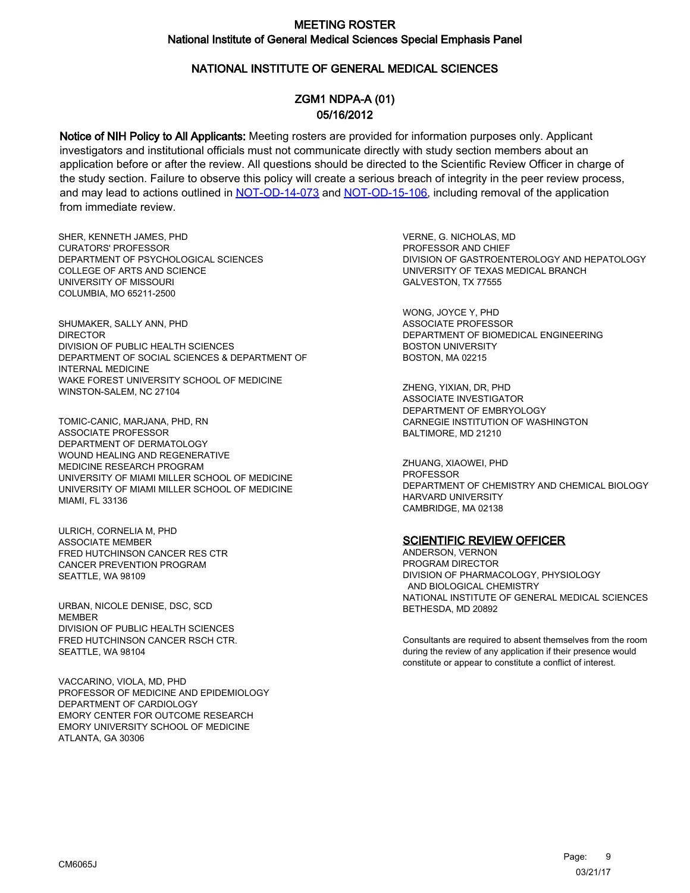# MEETING ROSTER
## National Institute of General Medical Sciences Special Emphasis Panel

## NATIONAL INSTITUTE OF GENERAL MEDICAL SCIENCES

## ZGM1 NDPA-A (01)
## 05/16/2012

**Notice of NIH Policy to All Applicants:** Meeting rosters are provided for information purposes only. Applicant investigators and institutional officials must not communicate directly with study section members about an application before or after the review. All questions should be directed to the Scientific Review Officer in charge of the study section. Failure to observe this policy will create a serious breach of integrity in the peer review process, and may lead to actions outlined in NOT-OD-14-073 and NOT-OD-15-106, including removal of the application from immediate review.

SHER, KENNETH JAMES, PHD
CURATORS' PROFESSOR
DEPARTMENT OF PSYCHOLOGICAL SCIENCES
COLLEGE OF ARTS AND SCIENCE
UNIVERSITY OF MISSOURI
COLUMBIA, MO 65211-2500

SHUMAKER, SALLY ANN, PHD
DIRECTOR
DIVISION OF PUBLIC HEALTH SCIENCES
DEPARTMENT OF SOCIAL SCIENCES & DEPARTMENT OF INTERNAL MEDICINE
WAKE FOREST UNIVERSITY SCHOOL OF MEDICINE
WINSTON-SALEM, NC 27104

TOMIC-CANIC, MARJANA, PHD, RN
ASSOCIATE PROFESSOR
DEPARTMENT OF DERMATOLOGY
WOUND HEALING AND REGENERATIVE MEDICINE RESEARCH PROGRAM
UNIVERSITY OF MIAMI MILLER SCHOOL OF MEDICINE
UNIVERSITY OF MIAMI MILLER SCHOOL OF MEDICINE
MIAMI, FL 33136

ULRICH, CORNELIA M, PHD
ASSOCIATE MEMBER
FRED HUTCHINSON CANCER RES CTR
CANCER PREVENTION PROGRAM
SEATTLE, WA 98109

URBAN, NICOLE DENISE, DSC, SCD
MEMBER
DIVISION OF PUBLIC HEALTH SCIENCES
FRED HUTCHINSON CANCER RSCH CTR.
SEATTLE, WA 98104

VACCARINO, VIOLA, MD, PHD
PROFESSOR OF MEDICINE AND EPIDEMIOLOGY
DEPARTMENT OF CARDIOLOGY
EMORY CENTER FOR OUTCOME RESEARCH
EMORY UNIVERSITY SCHOOL OF MEDICINE
ATLANTA, GA 30306

VERNE, G. NICHOLAS, MD
PROFESSOR AND CHIEF
DIVISION OF GASTROENTEROLOGY AND HEPATOLOGY
UNIVERSITY OF TEXAS MEDICAL BRANCH
GALVESTON, TX 77555

WONG, JOYCE Y, PHD
ASSOCIATE PROFESSOR
DEPARTMENT OF BIOMEDICAL ENGINEERING
BOSTON UNIVERSITY
BOSTON, MA 02215

ZHENG, YIXIAN, DR, PHD
ASSOCIATE INVESTIGATOR
DEPARTMENT OF EMBRYOLOGY
CARNEGIE INSTITUTION OF WASHINGTON
BALTIMORE, MD 21210

ZHUANG, XIAOWEI, PHD
PROFESSOR
DEPARTMENT OF CHEMISTRY AND CHEMICAL BIOLOGY
HARVARD UNIVERSITY
CAMBRIDGE, MA 02138

### SCIENTIFIC REVIEW OFFICER

ANDERSON, VERNON
PROGRAM DIRECTOR
DIVISION OF PHARMACOLOGY, PHYSIOLOGY AND BIOLOGICAL CHEMISTRY
NATIONAL INSTITUTE OF GENERAL MEDICAL SCIENCES
BETHESDA, MD 20892

Consultants are required to absent themselves from the room during the review of any application if their presence would constitute or appear to constitute a conflict of interest.

CM6065J

03/21/17